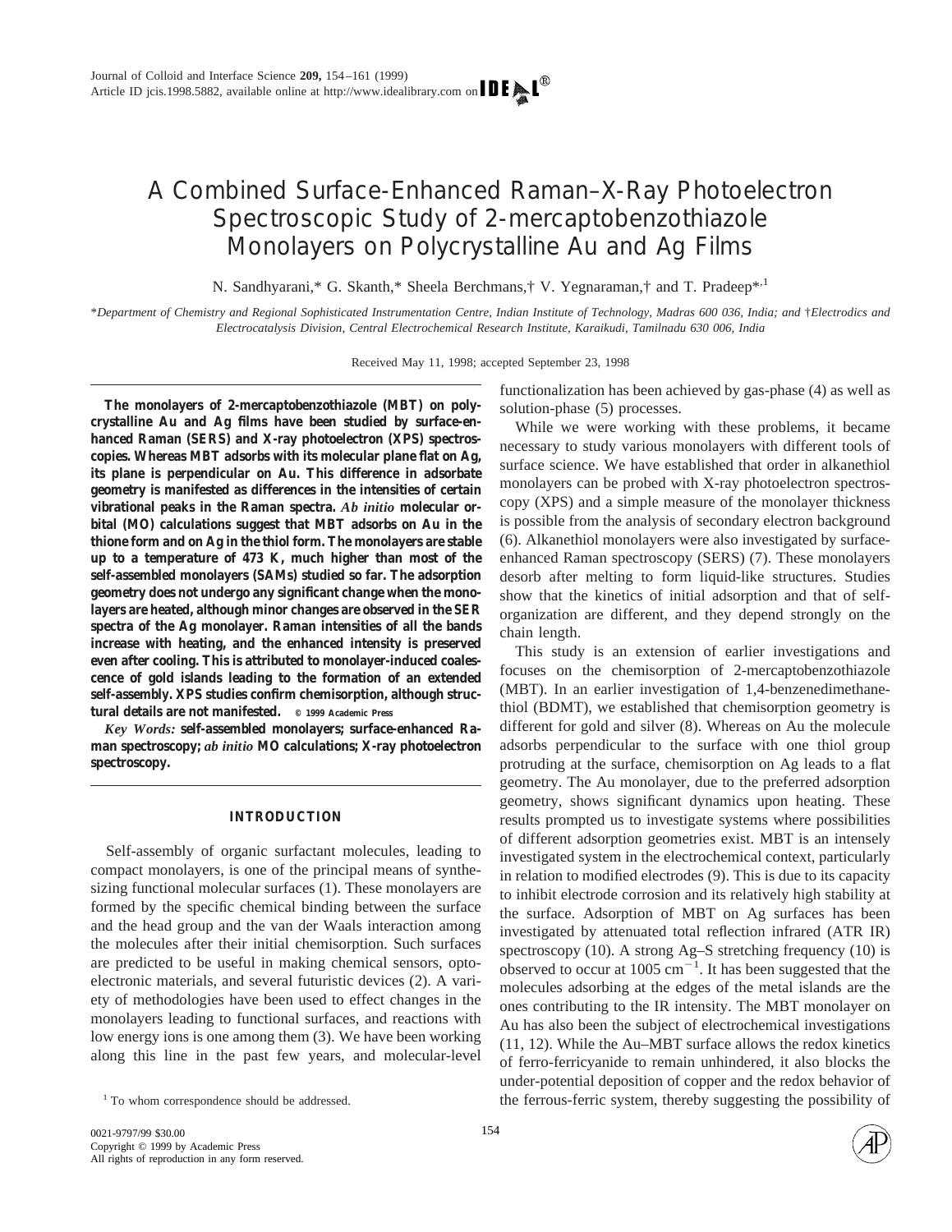# A Combined Surface-Enhanced Raman–X-Ray Photoelectron Spectroscopic Study of 2-mercaptobenzothiazole Monolayers on Polycrystalline Au and Ag Films

N. Sandhyarani,* G. Skanth,* Sheela Berchmans,† V. Yegnaraman,† and T. Pradeep*[1]

*Department of Chemistry and Regional Sophisticated Instrumentation Centre, Indian Institute of Technology, Madras 600 036, India; and †Electrodics and Electrocatalysis Division, Central Electrochemical Research Institute, Karaikudi, Tamilnadu 630 006, India

Received May 11, 1998; accepted September 23, 1998

**The monolayers of 2-mercaptobenzothiazole (MBT) on polycrystalline Au and Ag films have been studied by surface-enhanced Raman (SERS) and X-ray photoelectron (XPS) spectroscopies. Whereas MBT adsorbs with its molecular plane flat on Ag, its plane is perpendicular on Au. This difference in adsorbate geometry is manifested as differences in the intensities of certain vibrational peaks in the Raman spectra. *Ab initio* molecular orbital (MO) calculations suggest that MBT adsorbs on Au in the thione form and on Ag in the thiol form. The monolayers are stable up to a temperature of 473 K, much higher than most of the self-assembled monolayers (SAMs) studied so far. The adsorption geometry does not undergo any significant change when the monolayers are heated, although minor changes are observed in the SER spectra of the Ag monolayer. Raman intensities of all the bands increase with heating, and the enhanced intensity is preserved even after cooling. This is attributed to monolayer-induced coalescence of gold islands leading to the formation of an extended self-assembly. XPS studies confirm chemisorption, although structural details are not manifested.** © 1999 Academic Press

*Key Words:* **self-assembled monolayers; surface-enhanced Raman spectroscopy; *ab initio* MO calculations; X-ray photoelectron spectroscopy.**

## INTRODUCTION

Self-assembly of organic surfactant molecules, leading to compact monolayers, is one of the principal means of synthesizing functional molecular surfaces (1). These monolayers are formed by the specific chemical binding between the surface and the head group and the van der Waals interaction among the molecules after their initial chemisorption. Such surfaces are predicted to be useful in making chemical sensors, optoelectronic materials, and several futuristic devices (2). A variety of methodologies have been used to effect changes in the monolayers leading to functional surfaces, and reactions with low energy ions is one among them (3). We have been working along this line in the past few years, and molecular-level functionalization has been achieved by gas-phase (4) as well as solution-phase (5) processes.

While we were working with these problems, it became necessary to study various monolayers with different tools of surface science. We have established that order in alkanethiol monolayers can be probed with X-ray photoelectron spectroscopy (XPS) and a simple measure of the monolayer thickness is possible from the analysis of secondary electron background (6). Alkanethiol monolayers were also investigated by surface-enhanced Raman spectroscopy (SERS) (7). These monolayers desorb after melting to form liquid-like structures. Studies show that the kinetics of initial adsorption and that of self-organization are different, and they depend strongly on the chain length.

This study is an extension of earlier investigations and focuses on the chemisorption of 2-mercaptobenzothiazole (MBT). In an earlier investigation of 1,4-benzenedimethanethiol (BDMT), we established that chemisorption geometry is different for gold and silver (8). Whereas on Au the molecule adsorbs perpendicular to the surface with one thiol group protruding at the surface, chemisorption on Ag leads to a flat geometry. The Au monolayer, due to the preferred adsorption geometry, shows significant dynamics upon heating. These results prompted us to investigate systems where possibilities of different adsorption geometries exist. MBT is an intensely investigated system in the electrochemical context, particularly in relation to modified electrodes (9). This is due to its capacity to inhibit electrode corrosion and its relatively high stability at the surface. Adsorption of MBT on Ag surfaces has been investigated by attenuated total reflection infrared (ATR IR) spectroscopy (10). A strong Ag–S stretching frequency (10) is observed to occur at 1005 $cm^{-1}$. It has been suggested that the molecules adsorbing at the edges of the metal islands are the ones contributing to the IR intensity. The MBT monolayer on Au has also been the subject of electrochemical investigations (11, 12). While the Au–MBT surface allows the redox kinetics of ferro-ferricyanide to remain unhindered, it also blocks the under-potential deposition of copper and the redox behavior of the ferrous-ferric system, thereby suggesting the possibility of

[1] To whom correspondence should be addressed.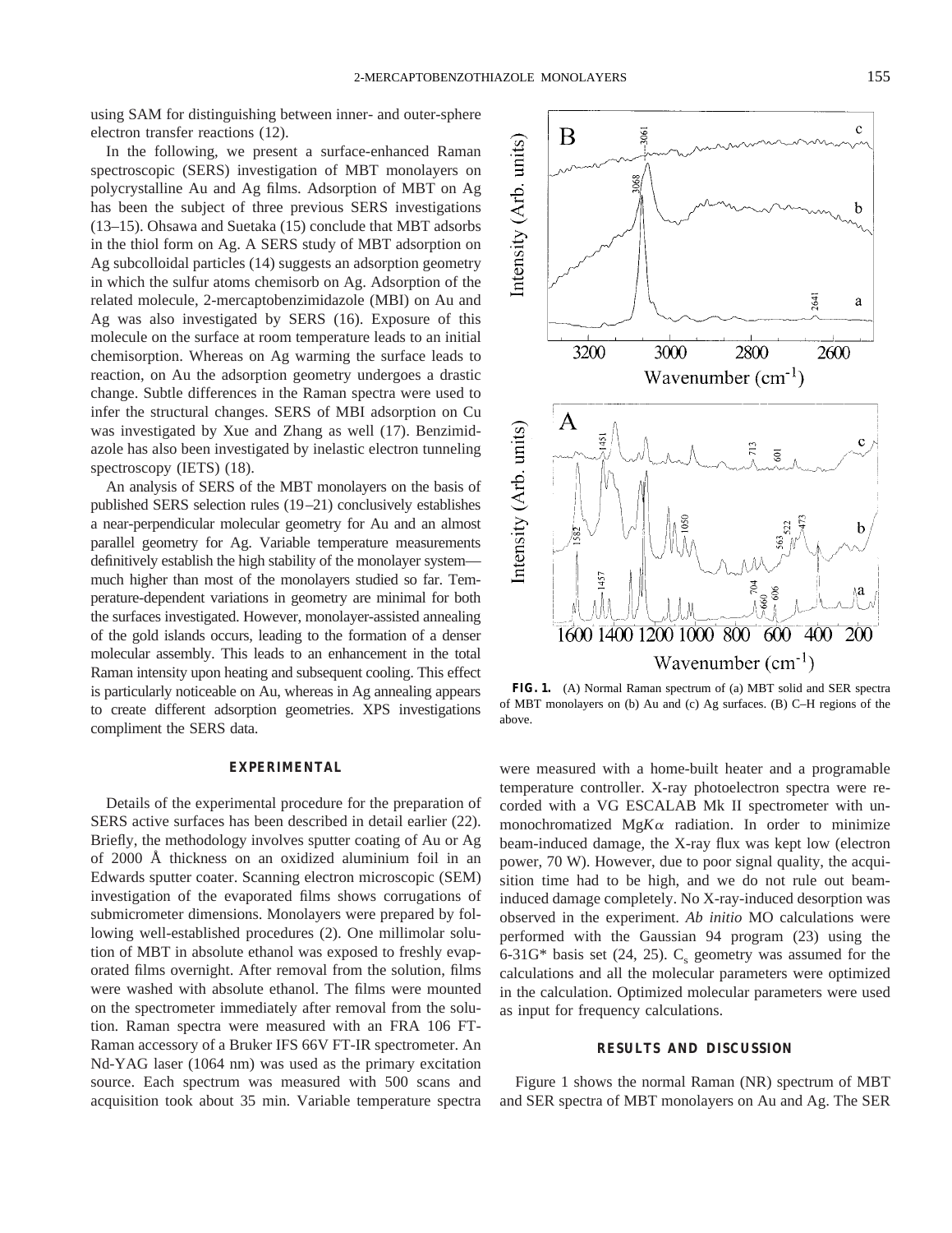using SAM for distinguishing between inner- and outer-sphere electron transfer reactions (12).

In the following, we present a surface-enhanced Raman spectroscopic (SERS) investigation of MBT monolayers on polycrystalline Au and Ag films. Adsorption of MBT on Ag has been the subject of three previous SERS investigations (13–15). Ohsawa and Suetaka (15) conclude that MBT adsorbs in the thiol form on Ag. A SERS study of MBT adsorption on Ag subcolloidal particles (14) suggests an adsorption geometry in which the sulfur atoms chemisorb on Ag. Adsorption of the related molecule, 2-mercaptobenzimidazole (MBI) on Au and Ag was also investigated by SERS (16). Exposure of this molecule on the surface at room temperature leads to an initial chemisorption. Whereas on Ag warming the surface leads to reaction, on Au the adsorption geometry undergoes a drastic change. Subtle differences in the Raman spectra were used to infer the structural changes. SERS of MBI adsorption on Cu was investigated by Xue and Zhang as well (17). Benzimidazole has also been investigated by inelastic electron tunneling spectroscopy (IETS) (18).

An analysis of SERS of the MBT monolayers on the basis of published SERS selection rules (19–21) conclusively establishes a near-perpendicular molecular geometry for Au and an almost parallel geometry for Ag. Variable temperature measurements definitively establish the high stability of the monolayer system—much higher than most of the monolayers studied so far. Temperature-dependent variations in geometry are minimal for both the surfaces investigated. However, monolayer-assisted annealing of the gold islands occurs, leading to the formation of a denser molecular assembly. This leads to an enhancement in the total Raman intensity upon heating and subsequent cooling. This effect is particularly noticeable on Au, whereas in Ag annealing appears to create different adsorption geometries. XPS investigations compliment the SERS data.

**FIG. 1.** (A) Normal Raman spectrum of (a) MBT solid and SER spectra of MBT monolayers on (b) Au and (c) Ag surfaces. (B) C–H regions of the above.

## EXPERIMENTAL

Details of the experimental procedure for the preparation of SERS active surfaces has been described in detail earlier (22). Briefly, the methodology involves sputter coating of Au or Ag of 2000 Å thickness on an oxidized aluminium foil in an Edwards sputter coater. Scanning electron microscopic (SEM) investigation of the evaporated films shows corrugations of submicrometer dimensions. Monolayers were prepared by following well-established procedures (2). One millimolar solution of MBT in absolute ethanol was exposed to freshly evaporated films overnight. After removal from the solution, films were washed with absolute ethanol. The films were mounted on the spectrometer immediately after removal from the solution. Raman spectra were measured with an FRA 106 FT-Raman accessory of a Bruker IFS 66V FT-IR spectrometer. An Nd-YAG laser (1064 nm) was used as the primary excitation source. Each spectrum was measured with 500 scans and acquisition took about 35 min. Variable temperature spectra were measured with a home-built heater and a programable temperature controller. X-ray photoelectron spectra were recorded with a VG ESCALAB Mk II spectrometer with unmonochromatized Mg$K\alpha$ radiation. In order to minimize beam-induced damage, the X-ray flux was kept low (electron power, 70 W). However, due to poor signal quality, the acquisition time had to be high, and we do not rule out beam-induced damage completely. No X-ray-induced desorption was observed in the experiment. *Ab initio* MO calculations were performed with the Gaussian 94 program (23) using the 6-31G* basis set (24, 25). $C_s$ geometry was assumed for the calculations and all the molecular parameters were optimized in the calculation. Optimized molecular parameters were used as input for frequency calculations.

## RESULTS AND DISCUSSION

Figure 1 shows the normal Raman (NR) spectrum of MBT and SER spectra of MBT monolayers on Au and Ag. The SER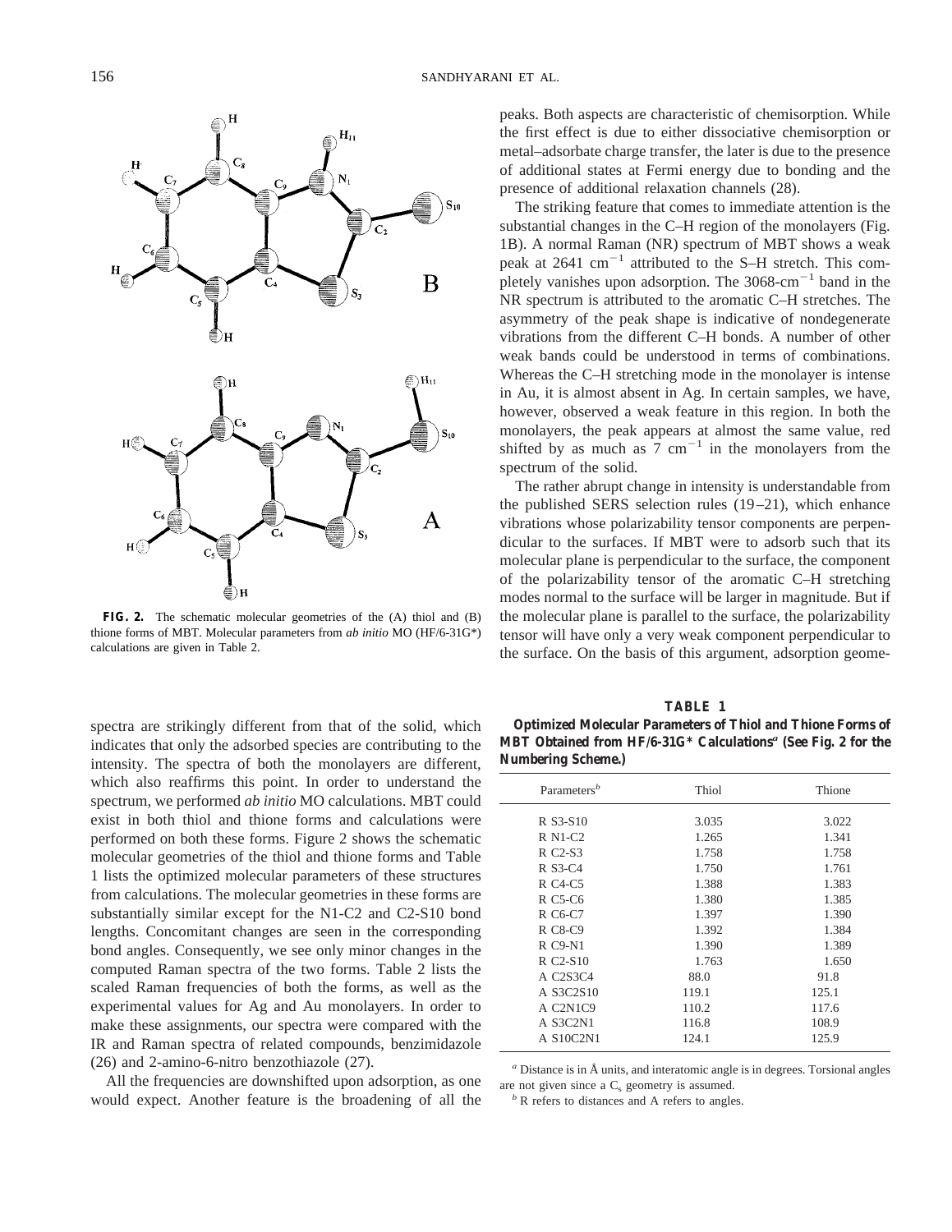**FIG. 2.** The schematic molecular geometries of the (A) thiol and (B) thione forms of MBT. Molecular parameters from *ab initio* MO (HF/6-31G*) calculations are given in Table 2.

spectra are strikingly different from that of the solid, which indicates that only the adsorbed species are contributing to the intensity. The spectra of both the monolayers are different, which also reaffirms this point. In order to understand the spectrum, we performed *ab initio* MO calculations. MBT could exist in both thiol and thione forms and calculations were performed on both these forms. Figure 2 shows the schematic molecular geometries of the thiol and thione forms and Table 1 lists the optimized molecular parameters of these structures from calculations. The molecular geometries in these forms are substantially similar except for the N1-C2 and C2-S10 bond lengths. Concomitant changes are seen in the corresponding bond angles. Consequently, we see only minor changes in the computed Raman spectra of the two forms. Table 2 lists the scaled Raman frequencies of both the forms, as well as the experimental values for Ag and Au monolayers. In order to make these assignments, our spectra were compared with the IR and Raman spectra of related compounds, benzimidazole (26) and 2-amino-6-nitro benzothiazole (27).

All the frequencies are downshifted upon adsorption, as one would expect. Another feature is the broadening of all the peaks. Both aspects are characteristic of chemisorption. While the first effect is due to either dissociative chemisorption or metal–adsorbate charge transfer, the later is due to the presence of additional states at Fermi energy due to bonding and the presence of additional relaxation channels (28).

The striking feature that comes to immediate attention is the substantial changes in the C–H region of the monolayers (Fig. 1B). A normal Raman (NR) spectrum of MBT shows a weak peak at 2641 $cm^{-1}$ attributed to the S–H stretch. This completely vanishes upon adsorption. The 3068-$cm^{-1}$ band in the NR spectrum is attributed to the aromatic C–H stretches. The asymmetry of the peak shape is indicative of nondegenerate vibrations from the different C–H bonds. A number of other weak bands could be understood in terms of combinations. Whereas the C–H stretching mode in the monolayer is intense in Au, it is almost absent in Ag. In certain samples, we have, however, observed a weak feature in this region. In both the monolayers, the peak appears at almost the same value, red shifted by as much as 7 $cm^{-1}$ in the monolayers from the spectrum of the solid.

The rather abrupt change in intensity is understandable from the published SERS selection rules (19–21), which enhance vibrations whose polarizability tensor components are perpendicular to the surfaces. If MBT were to adsorb such that its molecular plane is perpendicular to the surface, the component of the polarizability tensor of the aromatic C–H stretching modes normal to the surface will be larger in magnitude. But if the molecular plane is parallel to the surface, the polarizability tensor will have only a very weak component perpendicular to the surface. On the basis of this argument, adsorption geome-

**TABLE 1**
**Optimized Molecular Parameters of Thiol and Thione Forms of MBT Obtained from HF/6-31G* Calculations[a] (See Fig. 2 for the Numbering Scheme.)**

| Parameters[b] | Thiol | Thione |
|---|---|---|
| R S3-S10 | 3.035 | 3.022 |
| R N1-C2 | 1.265 | 1.341 |
| R C2-S3 | 1.758 | 1.758 |
| R S3-C4 | 1.750 | 1.761 |
| R C4-C5 | 1.388 | 1.383 |
| R C5-C6 | 1.380 | 1.385 |
| R C6-C7 | 1.397 | 1.390 |
| R C8-C9 | 1.392 | 1.384 |
| R C9-N1 | 1.390 | 1.389 |
| R C2-S10 | 1.763 | 1.650 |
| A C2S3C4 | 88.0 | 91.8 |
| A S3C2S10 | 119.1 | 125.1 |
| A C2N1C9 | 110.2 | 117.6 |
| A S3C2N1 | 116.8 | 108.9 |
| A S10C2N1 | 124.1 | 125.9 |

[a] Distance is in Å units, and interatomic angle is in degrees. Torsional angles are not given since a $C_s$ geometry is assumed.

[b] R refers to distances and A refers to angles.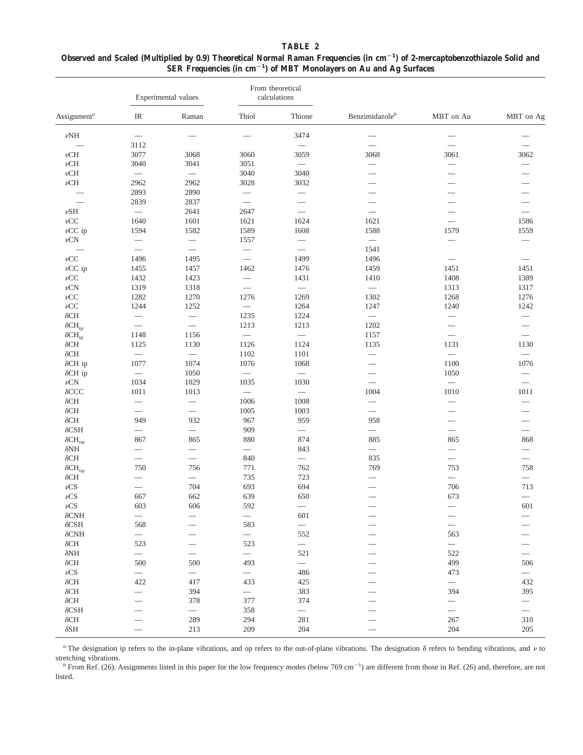**TABLE 2**

**Observed and Scaled (Multiplied by 0.9) Theoretical Normal Raman Frequencies (in $cm^{-1}$) of 2-mercaptobenzothiazole Solid and SER Frequencies (in $cm^{-1}$) of MBT Monolayers on Au and Ag Surfaces**

| | Experimental values | | From theoretical calculations | | | | |
|---|---|---|---|---|---|---|---|
| Assignment[a] | IR | Raman | Thiol | Thione | Benzimidazole[b] | MBT on Au | MBT on Ag |
| $\nu$NH | — | — | — | 3474 | — | — | — |
| — | 3112 | | | — | — | — | — |
| $\nu$CH | 3077 | 3068 | 3060 | 3059 | 3068 | 3061 | 3062 |
| $\nu$CH | 3040 | 3041 | 3051 | — | — | — | — |
| $\nu$CH | — | — | 3040 | 3040 | — | — | — |
| $\nu$CH | 2962 | 2962 | 3028 | 3032 | — | — | — |
| — | 2893 | 2890 | — | — | — | — | — |
| — | 2839 | 2837 | — | — | — | — | — |
| $\nu$SH | — | 2641 | 2647 | — | — | — | — |
| $\nu$CC | 1640 | 1601 | 1621 | 1624 | 1621 | — | 1586 |
| $\nu$CC ip | 1594 | 1582 | 1589 | 1608 | 1588 | 1579 | 1559 |
| $\nu$CN | — | — | 1557 | — | — | — | — |
| — | — | — | — | — | 1541 | | |
| $\nu$CC | 1496 | 1495 | — | 1499 | 1496 | — | — |
| $\nu$CC ip | 1455 | 1457 | 1462 | 1476 | 1459 | 1451 | 1451 |
| $\nu$CC | 1432 | 1423 | — | 1431 | 1410 | 1408 | 1389 |
| $\nu$CN | 1319 | 1318 | — | — | — | 1313 | 1317 |
| $\nu$CC | 1282 | 1270 | 1276 | 1269 | 1302 | 1268 | 1276 |
| $\nu$CC | 1244 | 1252 | — | 1264 | 1247 | 1240 | 1242 |
| $\delta$CH | — | — | 1235 | 1224 | — | — | — |
| $\delta CH_{ip}$ | — | — | 1213 | 1213 | 1202 | — | — |
| $\delta CH_{ip}$ | 1148 | 1156 | — | — | 1157 | — | — |
| $\delta$CH | 1125 | 1130 | 1126 | 1124 | 1135 | 1131 | 1130 |
| $\delta$CH | — | — | 1102 | 1101 | — | — | — |
| $\delta$CH ip | 1077 | 1074 | 1076 | 1068 | — | 1100 | 1076 |
| $\delta$CH ip | — | 1050 | — | — | — | 1050 | — |
| $\nu$CN | 1034 | 1029 | 1035 | 1030 | — | — | — |
| $\delta$CCC | 1011 | 1013 | — | — | 1004 | 1010 | 1011 |
| $\delta$CH | — | — | 1006 | 1008 | — | — | — |
| $\delta$CH | — | — | 1005 | 1003 | — | — | — |
| $\delta$CH | 949 | 932 | 967 | 959 | 958 | — | — |
| $\delta$CSH | — | — | 909 | — | — | — | — |
| $\delta CH_{op}$ | 867 | 865 | 880 | 874 | 885 | 865 | 868 |
| $\delta$NH | — | — | — | 843 | — | — | — |
| $\delta$CH | — | — | 840 | — | 835 | — | — |
| $\delta CH_{op}$ | 750 | 756 | 771 | 762 | 769 | 753 | 758 |
| $\delta$CH | — | — | 735 | 723 | — | — | — |
| $\nu$CS | — | 704 | 693 | 694 | — | 706 | 713 |
| $\nu$CS | 667 | 662 | 639 | 650 | — | 673 | — |
| $\nu$CS | 603 | 606 | 592 | — | — | — | 601 |
| $\delta$CNH | — | — | — | 601 | — | — | — |
| $\delta$CSH | 568 | — | 583 | — | — | — | — |
| $\delta$CNH | — | — | — | 552 | — | 563 | — |
| $\delta$CH | 523 | — | 523 | — | — | — | — |
| $\delta$NH | — | — | — | 521 | — | 522 | — |
| $\delta$CH | 500 | 500 | 493 | — | — | 499 | 506 |
| $\nu$CS | — | — | — | 486 | — | 473 | — |
| $\delta$CH | 422 | 417 | 433 | 425 | — | — | 432 |
| $\delta$CH | — | 394 | — | 383 | — | 394 | 395 |
| $\delta$CH | — | 378 | 377 | 374 | — | — | — |
| $\delta$CSH | — | — | 358 | — | — | — | — |
| $\delta$CH | — | 289 | 294 | 281 | — | 267 | 310 |
| $\delta$SH | — | 213 | 209 | 204 | — | 204 | 205 |

[a] The designation ip refers to the in-plane vibrations, and op refers to the out-of-plane vibrations. The designation $\delta$ refers to bending vibrations, and $\nu$ to stretching vibrations.

[b] From Ref. (26). Assignments listed in this paper for the low frequency modes (below 769 $cm^{-1}$) are different from those in Ref. (26) and, therefore, are not listed.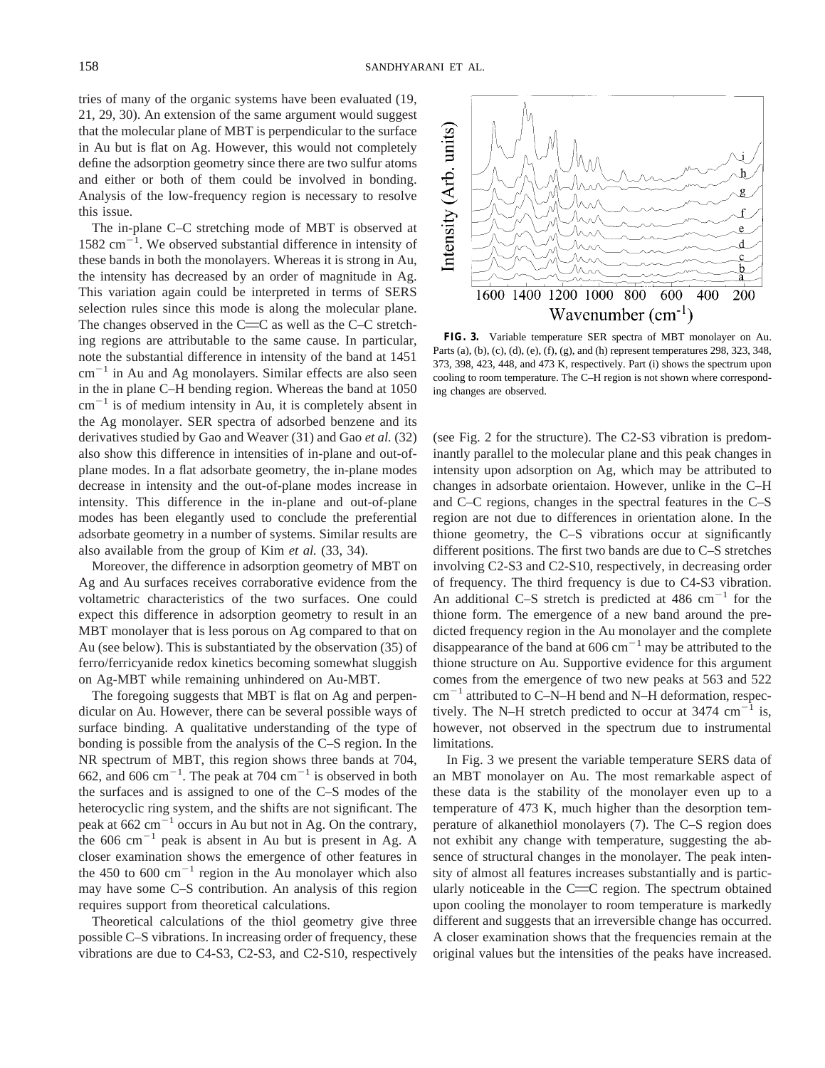tries of many of the organic systems have been evaluated (19, 21, 29, 30). An extension of the same argument would suggest that the molecular plane of MBT is perpendicular to the surface in Au but is flat on Ag. However, this would not completely define the adsorption geometry since there are two sulfur atoms and either or both of them could be involved in bonding. Analysis of the low-frequency region is necessary to resolve this issue.

The in-plane C–C stretching mode of MBT is observed at 1582 $cm^{-1}$. We observed substantial difference in intensity of these bands in both the monolayers. Whereas it is strong in Au, the intensity has decreased by an order of magnitude in Ag. This variation again could be interpreted in terms of SERS selection rules since this mode is along the molecular plane. The changes observed in the C═C as well as the C–C stretching regions are attributable to the same cause. In particular, note the substantial difference in intensity of the band at 1451 $cm^{-1}$ in Au and Ag monolayers. Similar effects are also seen in the in plane C–H bending region. Whereas the band at 1050 $cm^{-1}$ is of medium intensity in Au, it is completely absent in the Ag monolayer. SER spectra of adsorbed benzene and its derivatives studied by Gao and Weaver (31) and Gao *et al.* (32) also show this difference in intensities of in-plane and out-of-plane modes. In a flat adsorbate geometry, the in-plane modes decrease in intensity and the out-of-plane modes increase in intensity. This difference in the in-plane and out-of-plane modes has been elegantly used to conclude the preferential adsorbate geometry in a number of systems. Similar results are also available from the group of Kim *et al.* (33, 34).

Moreover, the difference in adsorption geometry of MBT on Ag and Au surfaces receives corraborative evidence from the voltametric characteristics of the two surfaces. One could expect this difference in adsorption geometry to result in an MBT monolayer that is less porous on Ag compared to that on Au (see below). This is substantiated by the observation (35) of ferro/ferricyanide redox kinetics becoming somewhat sluggish on Ag-MBT while remaining unhindered on Au-MBT.

The foregoing suggests that MBT is flat on Ag and perpendicular on Au. However, there can be several possible ways of surface binding. A qualitative understanding of the type of bonding is possible from the analysis of the C–S region. In the NR spectrum of MBT, this region shows three bands at 704, 662, and 606 $cm^{-1}$. The peak at 704 $cm^{-1}$ is observed in both the surfaces and is assigned to one of the C–S modes of the heterocyclic ring system, and the shifts are not significant. The peak at 662 $cm^{-1}$ occurs in Au but not in Ag. On the contrary, the 606 $cm^{-1}$ peak is absent in Au but is present in Ag. A closer examination shows the emergence of other features in the 450 to 600 $cm^{-1}$ region in the Au monolayer which also may have some C–S contribution. An analysis of this region requires support from theoretical calculations.

Theoretical calculations of the thiol geometry give three possible C–S vibrations. In increasing order of frequency, these vibrations are due to C4-S3, C2-S3, and C2-S10, respectively (see Fig. 2 for the structure). The C2-S3 vibration is predominantly parallel to the molecular plane and this peak changes in intensity upon adsorption on Ag, which may be attributed to changes in adsorbate orientaion. However, unlike in the C–H and C–C regions, changes in the spectral features in the C–S region are not due to differences in orientation alone. In the thione geometry, the C–S vibrations occur at significantly different positions. The first two bands are due to C–S stretches involving C2-S3 and C2-S10, respectively, in decreasing order of frequency. The third frequency is due to C4-S3 vibration. An additional C–S stretch is predicted at 486 $cm^{-1}$ for the thione form. The emergence of a new band around the predicted frequency region in the Au monolayer and the complete disappearance of the band at 606 $cm^{-1}$ may be attributed to the thione structure on Au. Supportive evidence for this argument comes from the emergence of two new peaks at 563 and 522 $cm^{-1}$ attributed to C–N–H bend and N–H deformation, respectively. The N–H stretch predicted to occur at 3474 $cm^{-1}$ is, however, not observed in the spectrum due to instrumental limitations.

**FIG. 3.** Variable temperature SER spectra of MBT monolayer on Au. Parts (a), (b), (c), (d), (e), (f), (g), and (h) represent temperatures 298, 323, 348, 373, 398, 423, 448, and 473 K, respectively. Part (i) shows the spectrum upon cooling to room temperature. The C–H region is not shown where corresponding changes are observed.

In Fig. 3 we present the variable temperature SERS data of an MBT monolayer on Au. The most remarkable aspect of these data is the stability of the monolayer even up to a temperature of 473 K, much higher than the desorption temperature of alkanethiol monolayers (7). The C–S region does not exhibit any change with temperature, suggesting the absence of structural changes in the monolayer. The peak intensity of almost all features increases substantially and is particularly noticeable in the C═C region. The spectrum obtained upon cooling the monolayer to room temperature is markedly different and suggests that an irreversible change has occurred. A closer examination shows that the frequencies remain at the original values but the intensities of the peaks have increased.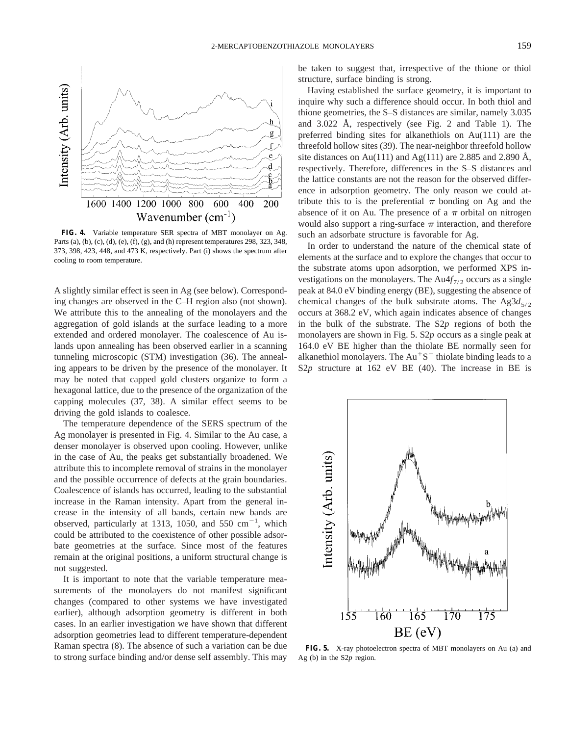**FIG. 4.** Variable temperature SER spectra of MBT monolayer on Ag. Parts (a), (b), (c), (d), (e), (f), (g), and (h) represent temperatures 298, 323, 348, 373, 398, 423, 448, and 473 K, respectively. Part (i) shows the spectrum after cooling to room temperature.

A slightly similar effect is seen in Ag (see below). Corresponding changes are observed in the C–H region also (not shown). We attribute this to the annealing of the monolayers and the aggregation of gold islands at the surface leading to a more extended and ordered monolayer. The coalescence of Au islands upon annealing has been observed earlier in a scanning tunneling microscopic (STM) investigation (36). The annealing appears to be driven by the presence of the monolayer. It may be noted that capped gold clusters organize to form a hexagonal lattice, due to the presence of the organization of the capping molecules (37, 38). A similar effect seems to be driving the gold islands to coalesce.

The temperature dependence of the SERS spectrum of the Ag monolayer is presented in Fig. 4. Similar to the Au case, a denser monolayer is observed upon cooling. However, unlike in the case of Au, the peaks get substantially broadened. We attribute this to incomplete removal of strains in the monolayer and the possible occurrence of defects at the grain boundaries. Coalescence of islands has occurred, leading to the substantial increase in the Raman intensity. Apart from the general increase in the intensity of all bands, certain new bands are observed, particularly at 1313, 1050, and 550 $cm^{-1}$, which could be attributed to the coexistence of other possible adsorbate geometries at the surface. Since most of the features remain at the original positions, a uniform structural change is not suggested.

It is important to note that the variable temperature measurements of the monolayers do not manifest significant changes (compared to other systems we have investigated earlier), although adsorption geometry is different in both cases. In an earlier investigation we have shown that different adsorption geometries lead to different temperature-dependent Raman spectra (8). The absence of such a variation can be due to strong surface binding and/or dense self assembly. This may be taken to suggest that, irrespective of the thione or thiol structure, surface binding is strong.

Having established the surface geometry, it is important to inquire why such a difference should occur. In both thiol and thione geometries, the S–S distances are similar, namely 3.035 and 3.022 Å, respectively (see Fig. 2 and Table 1). The preferred binding sites for alkanethiols on Au(111) are the threefold hollow sites (39). The near-neighbor threefold hollow site distances on Au(111) and Ag(111) are 2.885 and 2.890 Å, respectively. Therefore, differences in the S–S distances and the lattice constants are not the reason for the observed difference in adsorption geometry. The only reason we could attribute this to is the preferential $\pi$ bonding on Ag and the absence of it on Au. The presence of a $\pi$ orbital on nitrogen would also support a ring-surface $\pi$ interaction, and therefore such an adsorbate structure is favorable for Ag.

In order to understand the nature of the chemical state of elements at the surface and to explore the changes that occur to the substrate atoms upon adsorption, we performed XPS investigations on the monolayers. The Au$4f_{7/2}$ occurs as a single peak at 84.0 eV binding energy (BE), suggesting the absence of chemical changes of the bulk substrate atoms. The Ag$3d_{5/2}$ occurs at 368.2 eV, which again indicates absence of changes in the bulk of the substrate. The S2*p* regions of both the monolayers are shown in Fig. 5. S2*p* occurs as a single peak at 164.0 eV BE higher than the thiolate BE normally seen for alkanethiol monolayers. The $Au^+S^-$ thiolate binding leads to a S2*p* structure at 162 eV BE (40). The increase in BE is

**FIG. 5.** X-ray photoelectron spectra of MBT monolayers on Au (a) and Ag (b) in the S2*p* region.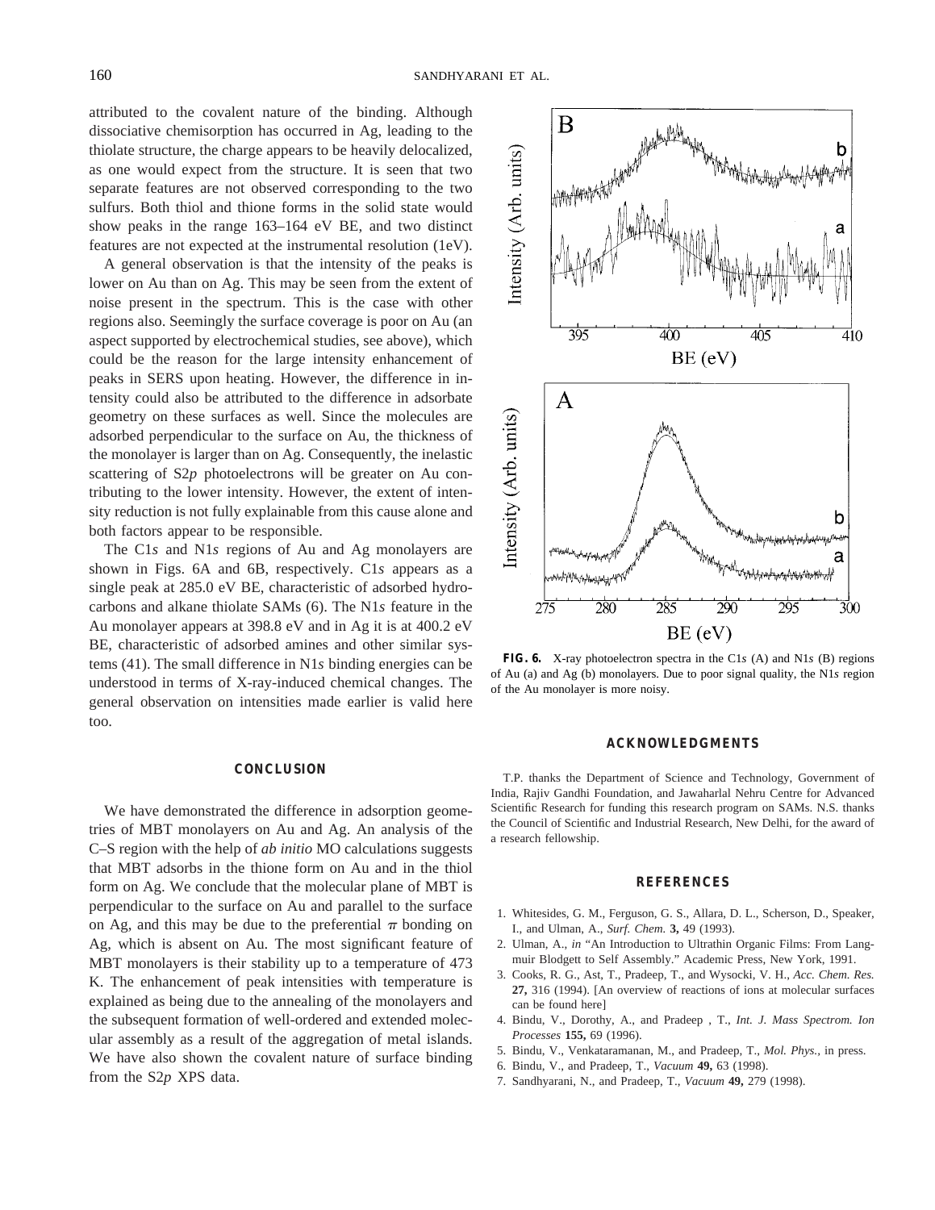attributed to the covalent nature of the binding. Although dissociative chemisorption has occurred in Ag, leading to the thiolate structure, the charge appears to be heavily delocalized, as one would expect from the structure. It is seen that two separate features are not observed corresponding to the two sulfurs. Both thiol and thione forms in the solid state would show peaks in the range 163–164 eV BE, and two distinct features are not expected at the instrumental resolution (1eV).

A general observation is that the intensity of the peaks is lower on Au than on Ag. This may be seen from the extent of noise present in the spectrum. This is the case with other regions also. Seemingly the surface coverage is poor on Au (an aspect supported by electrochemical studies, see above), which could be the reason for the large intensity enhancement of peaks in SERS upon heating. However, the difference in intensity could also be attributed to the difference in adsorbate geometry on these surfaces as well. Since the molecules are adsorbed perpendicular to the surface on Au, the thickness of the monolayer is larger than on Ag. Consequently, the inelastic scattering of S2*p* photoelectrons will be greater on Au contributing to the lower intensity. However, the extent of intensity reduction is not fully explainable from this cause alone and both factors appear to be responsible.

The C1*s* and N1*s* regions of Au and Ag monolayers are shown in Figs. 6A and 6B, respectively. C1*s* appears as a single peak at 285.0 eV BE, characteristic of adsorbed hydrocarbons and alkane thiolate SAMs (6). The N1*s* feature in the Au monolayer appears at 398.8 eV and in Ag it is at 400.2 eV BE, characteristic of adsorbed amines and other similar systems (41). The small difference in N1*s* binding energies can be understood in terms of X-ray-induced chemical changes. The general observation on intensities made earlier is valid here too.

**FIG. 6.** X-ray photoelectron spectra in the C1*s* (A) and N1*s* (B) regions of Au (a) and Ag (b) monolayers. Due to poor signal quality, the N1*s* region of the Au monolayer is more noisy.

## CONCLUSION

We have demonstrated the difference in adsorption geometries of MBT monolayers on Au and Ag. An analysis of the C–S region with the help of *ab initio* MO calculations suggests that MBT adsorbs in the thione form on Au and in the thiol form on Ag. We conclude that the molecular plane of MBT is perpendicular to the surface on Au and parallel to the surface on Ag, and this may be due to the preferential $\pi$ bonding on Ag, which is absent on Au. The most significant feature of MBT monolayers is their stability up to a temperature of 473 K. The enhancement of peak intensities with temperature is explained as being due to the annealing of the monolayers and the subsequent formation of well-ordered and extended molecular assembly as a result of the aggregation of metal islands. We have also shown the covalent nature of surface binding from the S2*p* XPS data.

## ACKNOWLEDGMENTS

T.P. thanks the Department of Science and Technology, Government of India, Rajiv Gandhi Foundation, and Jawaharlal Nehru Centre for Advanced Scientific Research for funding this research program on SAMs. N.S. thanks the Council of Scientific and Industrial Research, New Delhi, for the award of a research fellowship.

## REFERENCES

1. Whitesides, G. M., Ferguson, G. S., Allara, D. L., Scherson, D., Speaker, I., and Ulman, A., *Surf. Chem.* **3,** 49 (1993).
2. Ulman, A., *in* "An Introduction to Ultrathin Organic Films: From Langmuir Blodgett to Self Assembly." Academic Press, New York, 1991.
3. Cooks, R. G., Ast, T., Pradeep, T., and Wysocki, V. H., *Acc. Chem. Res.* **27,** 316 (1994). [An overview of reactions of ions at molecular surfaces can be found here]
4. Bindu, V., Dorothy, A., and Pradeep , T., *Int. J. Mass Spectrom. Ion Processes* **155,** 69 (1996).
5. Bindu, V., Venkataramanan, M., and Pradeep, T., *Mol. Phys.*, in press.
6. Bindu, V., and Pradeep, T., *Vacuum* **49,** 63 (1998).
7. Sandhyarani, N., and Pradeep, T., *Vacuum* **49,** 279 (1998).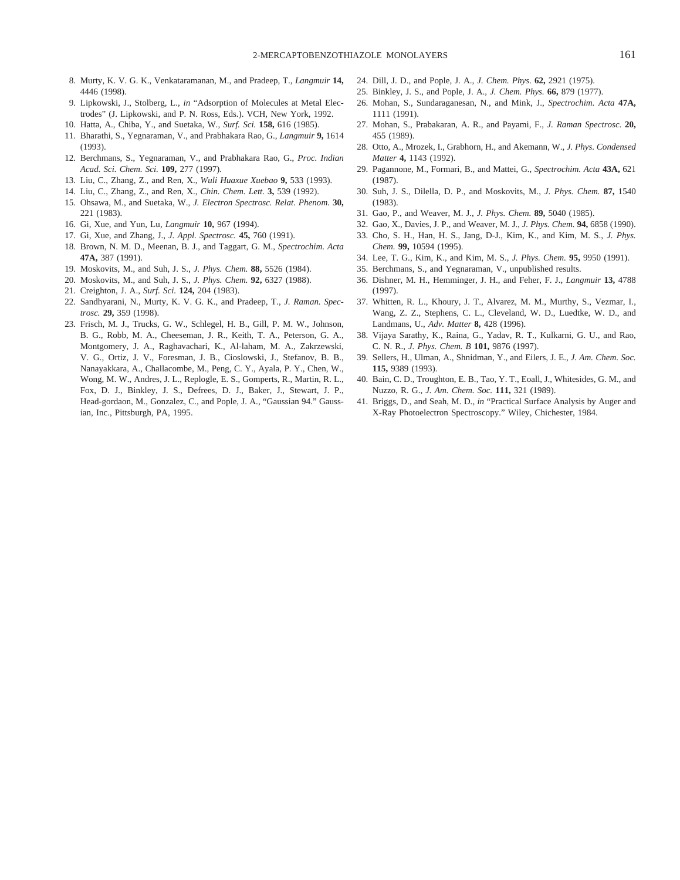8. Murty, K. V. G. K., Venkataramanan, M., and Pradeep, T., *Langmuir* **14,** 4446 (1998).
9. Lipkowski, J., Stolberg, L., *in* "Adsorption of Molecules at Metal Electrodes" (J. Lipkowski, and P. N. Ross, Eds.). VCH, New York, 1992.
10. Hatta, A., Chiba, Y., and Suetaka, W., *Surf. Sci.* **158,** 616 (1985).
11. Bharathi, S., Yegnaraman, V., and Prabhakara Rao, G., *Langmuir* **9,** 1614 (1993).
12. Berchmans, S., Yegnaraman, V., and Prabhakara Rao, G., *Proc. Indian Acad. Sci. Chem. Sci.* **109,** 277 (1997).
13. Liu, C., Zhang, Z., and Ren, X., *Wuli Huaxue Xuebao* **9,** 533 (1993).
14. Liu, C., Zhang, Z., and Ren, X., *Chin. Chem. Lett.* **3,** 539 (1992).
15. Ohsawa, M., and Suetaka, W., *J. Electron Spectrosc. Relat. Phenom.* **30,** 221 (1983).
16. Gi, Xue, and Yun, Lu, *Langmuir* **10,** 967 (1994).
17. Gi, Xue, and Zhang, J., *J. Appl. Spectrosc.* **45,** 760 (1991).
18. Brown, N. M. D., Meenan, B. J., and Taggart, G. M., *Spectrochim. Acta* **47A,** 387 (1991).
19. Moskovits, M., and Suh, J. S., *J. Phys. Chem.* **88,** 5526 (1984).
20. Moskovits, M., and Suh, J. S., *J. Phys. Chem.* **92,** 6327 (1988).
21. Creighton, J. A., *Surf. Sci.* **124,** 204 (1983).
22. Sandhyarani, N., Murty, K. V. G. K., and Pradeep, T., *J. Raman. Spectrosc.* **29,** 359 (1998).
23. Frisch, M. J., Trucks, G. W., Schlegel, H. B., Gill, P. M. W., Johnson, B. G., Robb, M. A., Cheeseman, J. R., Keith, T. A., Peterson, G. A., Montgomery, J. A., Raghavachari, K., Al-laham, M. A., Zakrzewski, V. G., Ortiz, J. V., Foresman, J. B., Cioslowski, J., Stefanov, B. B., Nanayakkara, A., Challacombe, M., Peng, C. Y., Ayala, P. Y., Chen, W., Wong, M. W., Andres, J. L., Replogle, E. S., Gomperts, R., Martin, R. L., Fox, D. J., Binkley, J. S., Defrees, D. J., Baker, J., Stewart, J. P., Head-gordaon, M., Gonzalez, C., and Pople, J. A., "Gaussian 94." Gaussian, Inc., Pittsburgh, PA, 1995.
24. Dill, J. D., and Pople, J. A., *J. Chem. Phys.* **62,** 2921 (1975).
25. Binkley, J. S., and Pople, J. A., *J. Chem. Phys.* **66,** 879 (1977).
26. Mohan, S., Sundaraganesan, N., and Mink, J., *Spectrochim. Acta* **47A,** 1111 (1991).
27. Mohan, S., Prabakaran, A. R., and Payami, F., *J. Raman Spectrosc.* **20,** 455 (1989).
28. Otto, A., Mrozek, I., Grabhorn, H., and Akemann, W., *J. Phys. Condensed Matter* **4,** 1143 (1992).
29. Pagannone, M., Formari, B., and Mattei, G., *Spectrochim. Acta* **43A,** 621 (1987).
30. Suh, J. S., Dilella, D. P., and Moskovits, M., *J. Phys. Chem.* **87,** 1540 (1983).
31. Gao, P., and Weaver, M. J., *J. Phys. Chem.* **89,** 5040 (1985).
32. Gao, X., Davies, J. P., and Weaver, M. J., *J. Phys. Chem.* **94,** 6858 (1990).
33. Cho, S. H., Han, H. S., Jang, D-J., Kim, K., and Kim, M. S., *J. Phys. Chem.* **99,** 10594 (1995).
34. Lee, T. G., Kim, K., and Kim, M. S., *J. Phys. Chem.* **95,** 9950 (1991).
35. Berchmans, S., and Yegnaraman, V., unpublished results.
36. Dishner, M. H., Hemminger, J. H., and Feher, F. J., *Langmuir* **13,** 4788 (1997).
37. Whitten, R. L., Khoury, J. T., Alvarez, M. M., Murthy, S., Vezmar, I., Wang, Z. Z., Stephens, C. L., Cleveland, W. D., Luedtke, W. D., and Landmans, U., *Adv. Matter* **8,** 428 (1996).
38. Vijaya Sarathy, K., Raina, G., Yadav, R. T., Kulkarni, G. U., and Rao, C. N. R., *J. Phys. Chem. B* **101,** 9876 (1997).
39. Sellers, H., Ulman, A., Shnidman, Y., and Eilers, J. E., *J. Am. Chem. Soc.* **115,** 9389 (1993).
40. Bain, C. D., Troughton, E. B., Tao, Y. T., Eoall, J., Whitesides, G. M., and Nuzzo, R. G., *J. Am. Chem. Soc.* **111,** 321 (1989).
41. Briggs, D., and Seah, M. D., *in* "Practical Surface Analysis by Auger and X-Ray Photoelectron Spectroscopy." Wiley, Chichester, 1984.